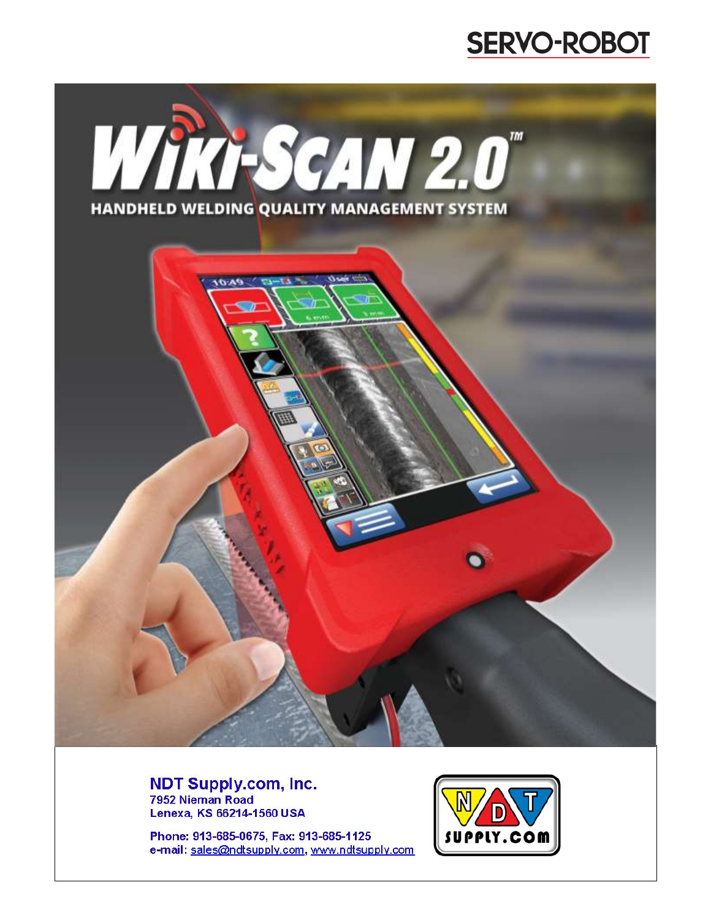SERVO-ROBOT

# WIKI-SCAN 2.0™

## HANDHELD WELDING QUALITY MANAGEMENT SYSTEM

**NDT Supply.com, Inc.**
7952 Nieman Road
Lenexa, KS 66214-1560 USA

Phone: 913-685-0675, Fax: 913-685-1125
e-mail: sales@ndtsupply.com, www.ndtsupply.com

NDT SUPPLY.COM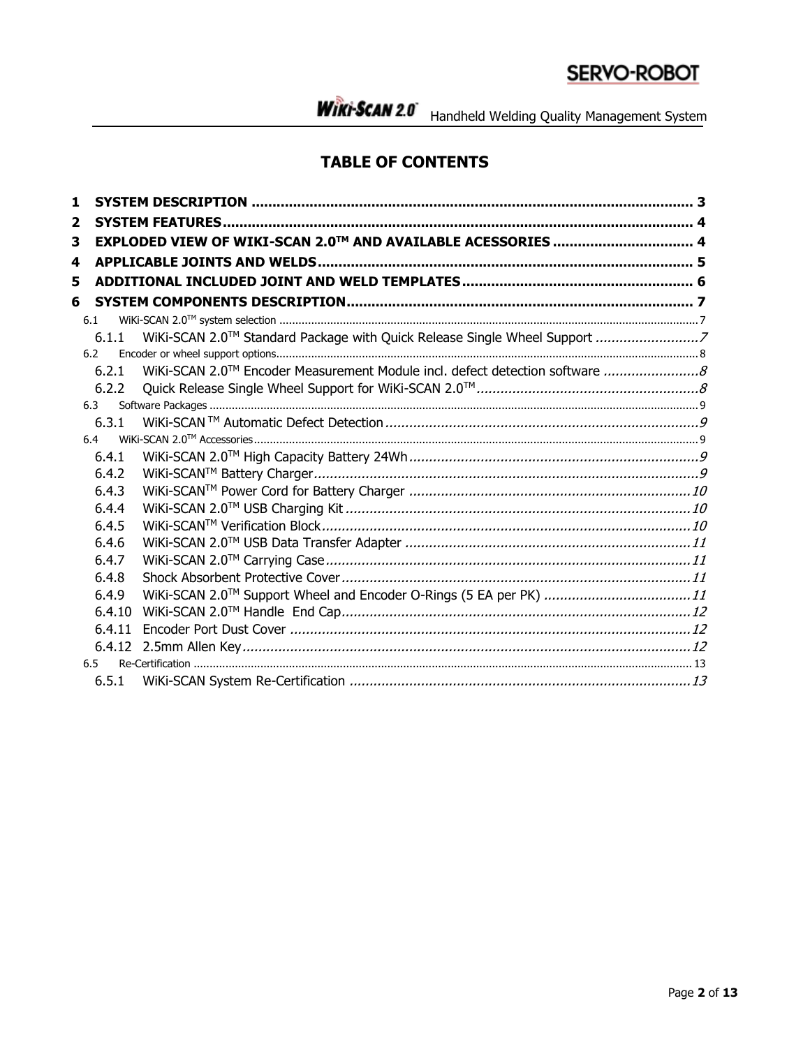# TABLE OF CONTENTS

**1 SYSTEM DESCRIPTION .......................................................................................................... 3**
**2 SYSTEM FEATURES............................................................................................................... 4**
**3 EXPLODED VIEW OF WIKI-SCAN 2.0TM AND AVAILABLE ACESSORIES ................................. 4**
**4 APPLICABLE JOINTS AND WELDS......................................................................................... 5**
**5 ADDITIONAL INCLUDED JOINT AND WELD TEMPLATES ...................................................... 6**
**6 SYSTEM COMPONENTS DESCRIPTION.................................................................................. 7**

6.1 WiKi-SCAN 2.0TM system selection ........................................................................................ 7
6.1.1 WiKi-SCAN 2.0TM Standard Package with Quick Release Single Wheel Support .......................... 7
6.2 Encoder or wheel support options............................................................................................ 8
6.2.1 WiKi-SCAN 2.0TM Encoder Measurement Module incl. defect detection software ........................ 8
6.2.2 Quick Release Single Wheel Support for WiKi-SCAN 2.0TM ........................................................ 8
6.3 Software Packages ................................................................................................................. 9
6.3.1 WiKi-SCAN TM Automatic Defect Detection ............................................................................... 9
6.4 WiKi-SCAN 2.0TM Accessories ................................................................................................. 9
6.4.1 WiKi-SCAN 2.0TM High Capacity Battery 24Wh ......................................................................... 9
6.4.2 WiKi-SCANTM Battery Charger ................................................................................................. 9
6.4.3 WiKi-SCANTM Power Cord for Battery Charger ........................................................................ 10
6.4.4 WiKi-SCAN 2.0TM USB Charging Kit ....................................................................................... 10
6.4.5 WiKi-SCANTM Verification Block ............................................................................................. 10
6.4.6 WiKi-SCAN 2.0TM USB Data Transfer Adapter ......................................................................... 11
6.4.7 WiKi-SCAN 2.0TM Carrying Case ............................................................................................ 11
6.4.8 Shock Absorbent Protective Cover ......................................................................................... 11
6.4.9 WiKi-SCAN 2.0TM Support Wheel and Encoder O-Rings (5 EA per PK) ..................................... 11
6.4.10 WiKi-SCAN 2.0TM Handle End Cap ........................................................................................ 12
6.4.11 Encoder Port Dust Cover ...................................................................................................... 12
6.4.12 2.5mm Allen Key .................................................................................................................. 12
6.5 Re-Certification ..................................................................................................................... 13
6.5.1 WiKi-SCAN System Re-Certification ....................................................................................... 13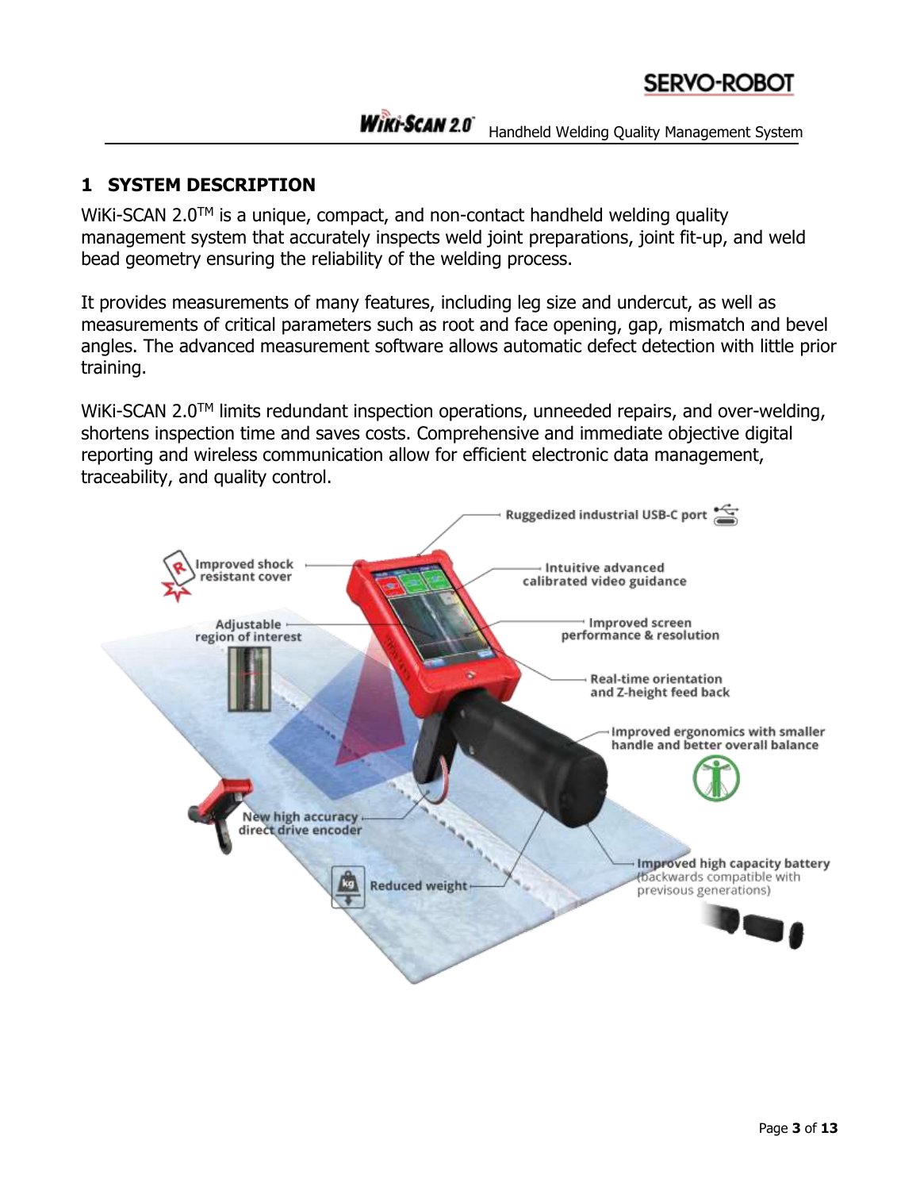## 1 SYSTEM DESCRIPTION

WiKi-SCAN 2.0™ is a unique, compact, and non-contact handheld welding quality management system that accurately inspects weld joint preparations, joint fit-up, and weld bead geometry ensuring the reliability of the welding process.

It provides measurements of many features, including leg size and undercut, as well as measurements of critical parameters such as root and face opening, gap, mismatch and bevel angles. The advanced measurement software allows automatic defect detection with little prior training.

WiKi-SCAN 2.0™ limits redundant inspection operations, unneeded repairs, and over-welding, shortens inspection time and saves costs. Comprehensive and immediate objective digital reporting and wireless communication allow for efficient electronic data management, traceability, and quality control.

Ruggedized industrial USB-C port

Improved shock resistant cover

Intuitive advanced calibrated video guidance

Adjustable region of interest

Improved screen performance & resolution

Real-time orientation and Z-height feed back

Improved ergonomics with smaller handle and better overall balance

New high accuracy direct drive encoder

Improved high capacity battery (backwards compatible with previsous generations)

Reduced weight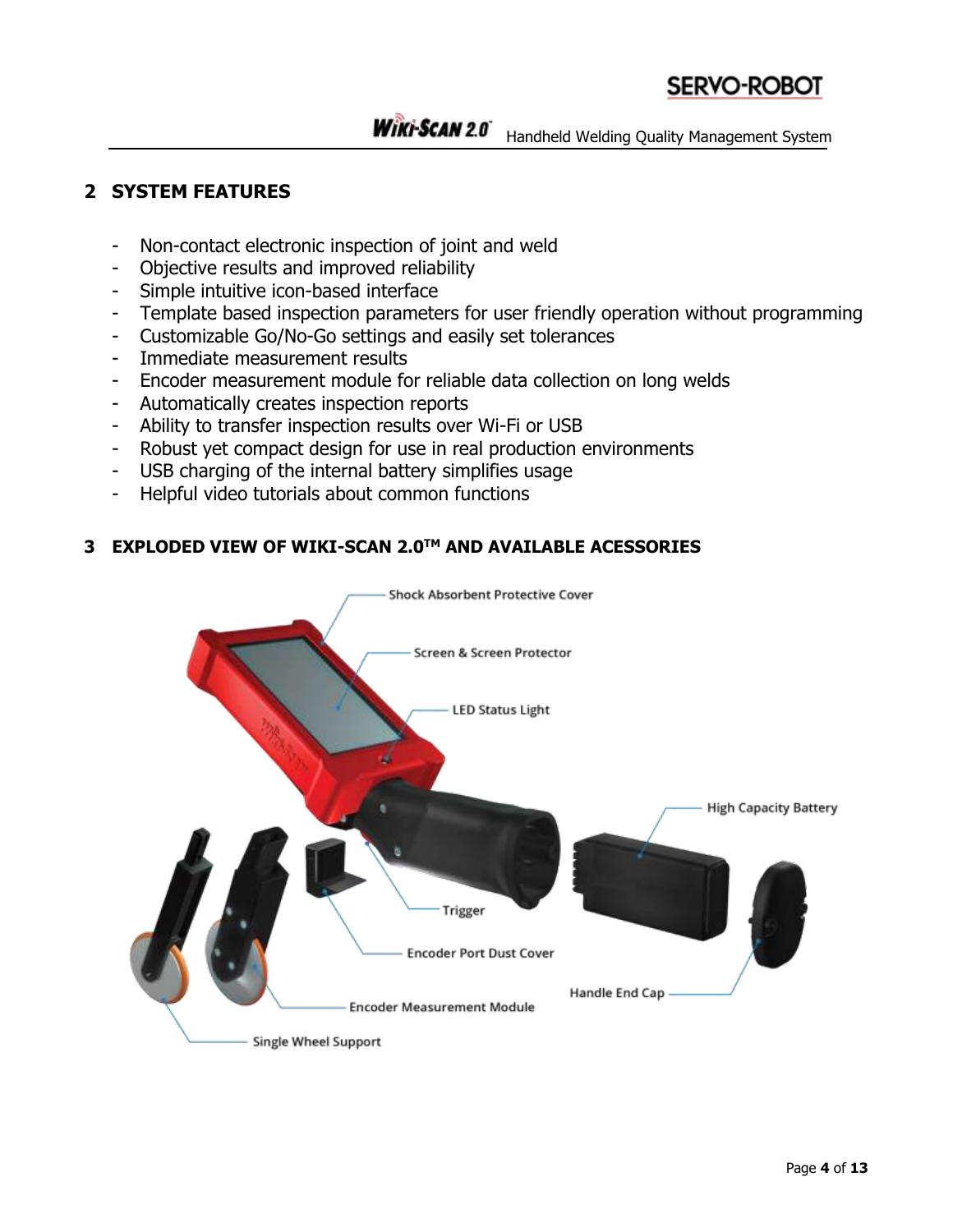## 2 SYSTEM FEATURES

- Non-contact electronic inspection of joint and weld
- Objective results and improved reliability
- Simple intuitive icon-based interface
- Template based inspection parameters for user friendly operation without programming
- Customizable Go/No-Go settings and easily set tolerances
- Immediate measurement results
- Encoder measurement module for reliable data collection on long welds
- Automatically creates inspection reports
- Ability to transfer inspection results over Wi-Fi or USB
- Robust yet compact design for use in real production environments
- USB charging of the internal battery simplifies usage
- Helpful video tutorials about common functions

## 3 EXPLODED VIEW OF WIKI-SCAN 2.0™ AND AVAILABLE ACESSORIES

Shock Absorbent Protective Cover

Screen & Screen Protector

LED Status Light

High Capacity Battery

Trigger

Encoder Port Dust Cover

Handle End Cap

Encoder Measurement Module

Single Wheel Support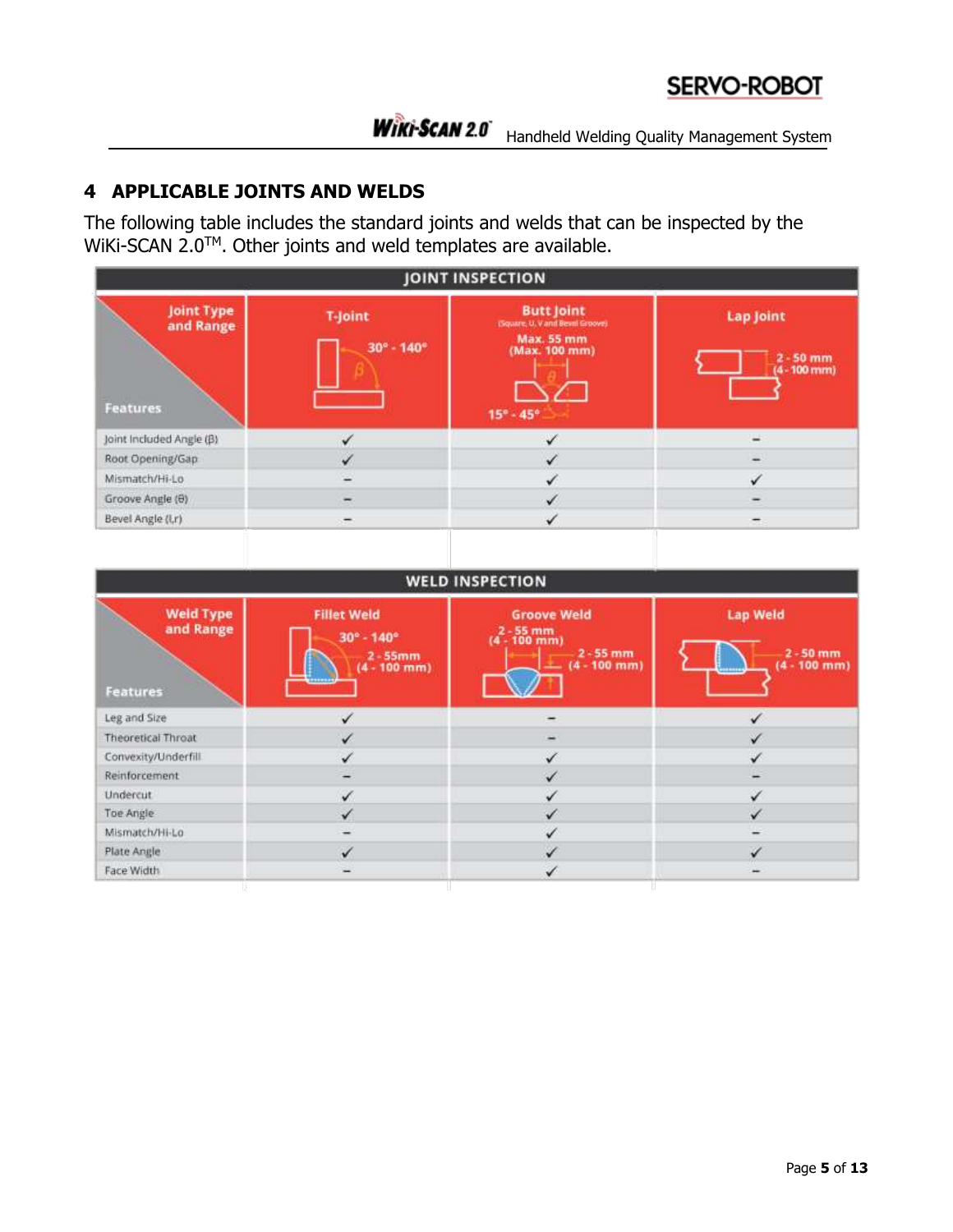## 4 APPLICABLE JOINTS AND WELDS

The following table includes the standard joints and welds that can be inspected by the WiKi-SCAN 2.0™. Other joints and weld templates are available.

| JOINT INSPECTION | | | |
|---|---|---|---|
| Joint Type and Range / Features | T-Joint 30° - 140° | Butt Joint (Square, U, V and Bevel Groove) Max. 55 mm (Max. 100 mm) 15° - 45° | Lap Joint 2 - 50 mm (4 - 100 mm) |
| Joint Included Angle (β) | ✓ | ✓ | – |
| Root Opening/Gap | ✓ | ✓ | – |
| Mismatch/Hi-Lo | – | ✓ | ✓ |
| Groove Angle (θ) | – | ✓ | – |
| Bevel Angle (l,r) | – | ✓ | – |

| WELD INSPECTION | | | |
|---|---|---|---|
| Weld Type and Range / Features | Fillet Weld 30° - 140° 2 - 55mm (4 - 100 mm) | Groove Weld 2 - 55 mm (4 - 100 mm) 2 - 55 mm (4 - 100 mm) | Lap Weld 2 - 50 mm (4 - 100 mm) |
| Leg and Size | ✓ | – | ✓ |
| Theoretical Throat | ✓ | – | ✓ |
| Convexity/Underfill | ✓ | ✓ | ✓ |
| Reinforcement | – | ✓ | – |
| Undercut | ✓ | ✓ | ✓ |
| Toe Angle | ✓ | ✓ | ✓ |
| Mismatch/Hi-Lo | – | ✓ | – |
| Plate Angle | ✓ | ✓ | ✓ |
| Face Width | – | ✓ | – |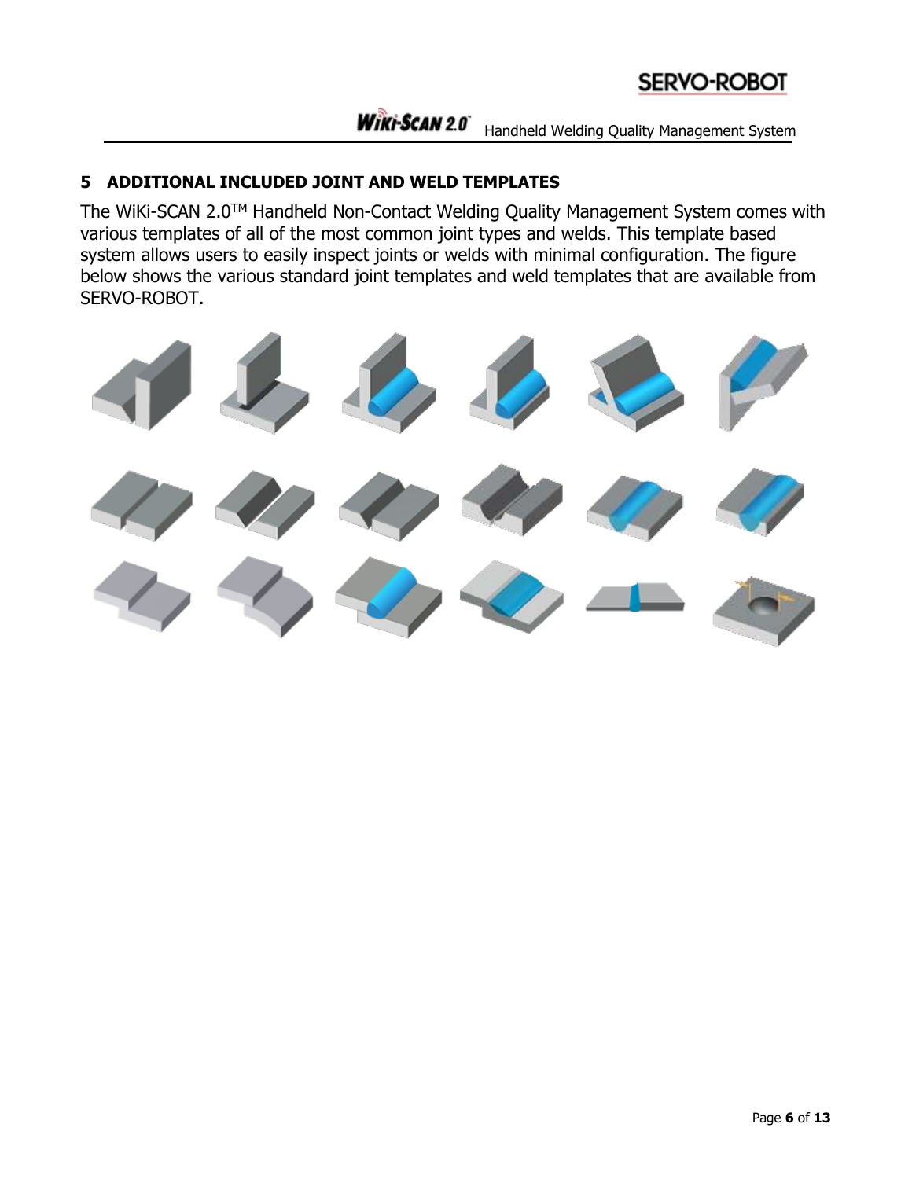## 5 ADDITIONAL INCLUDED JOINT AND WELD TEMPLATES

The WiKi-SCAN 2.0™ Handheld Non-Contact Welding Quality Management System comes with various templates of all of the most common joint types and welds. This template based system allows users to easily inspect joints or welds with minimal configuration. The figure below shows the various standard joint templates and weld templates that are available from SERVO-ROBOT.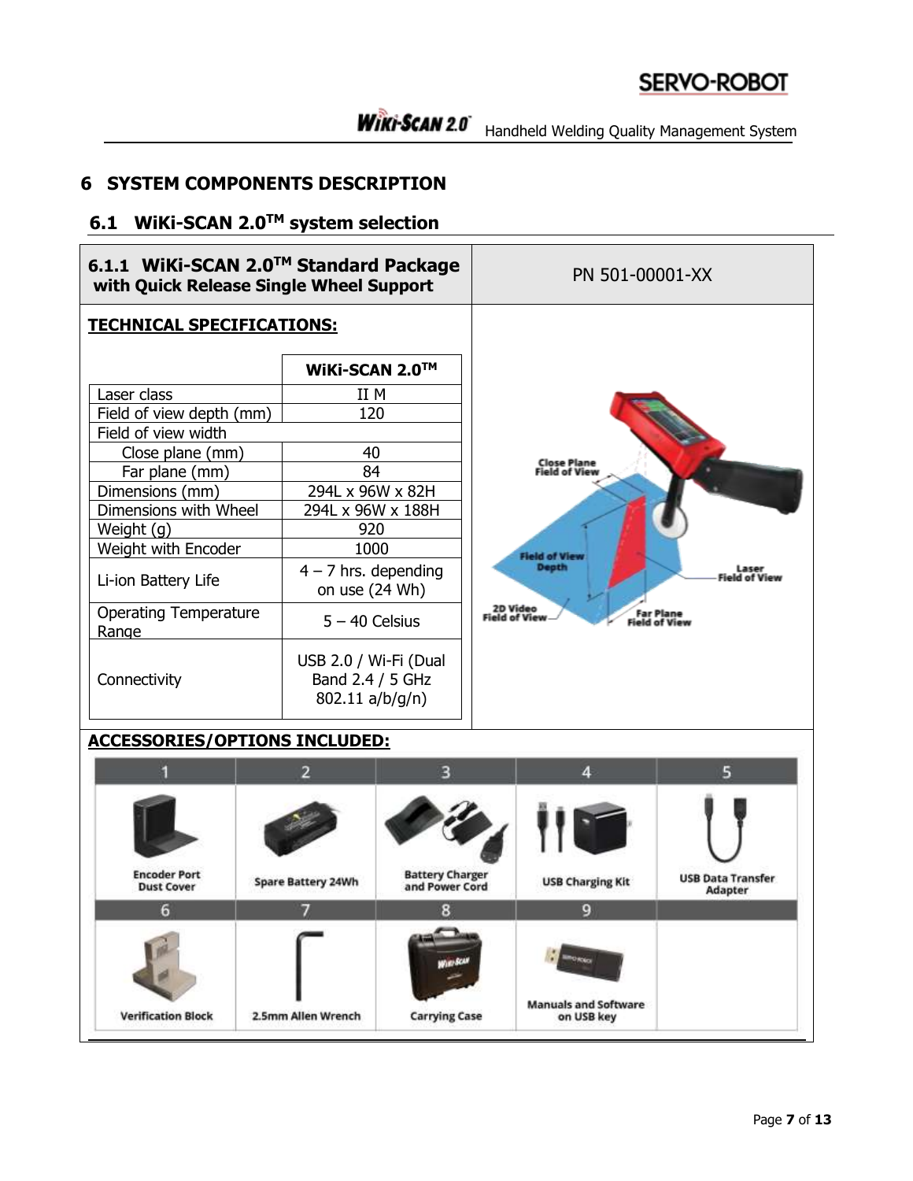# 6 SYSTEM COMPONENTS DESCRIPTION

## 6.1 WiKi-SCAN 2.0™ system selection

### 6.1.1 WiKi-SCAN 2.0™ Standard Package with Quick Release Single Wheel Support

PN 501-00001-XX

**TECHNICAL SPECIFICATIONS:**

| | WiKi-SCAN 2.0™ |
|---|---|
| Laser class | II M |
| Field of view depth (mm) | 120 |
| Field of view width | |
| Close plane (mm) | 40 |
| Far plane (mm) | 84 |
| Dimensions (mm) | 294L x 96W x 82H |
| Dimensions with Wheel | 294L x 96W x 188H |
| Weight (g) | 920 |
| Weight with Encoder | 1000 |
| Li-ion Battery Life | 4 – 7 hrs. depending on use (24 Wh) |
| Operating Temperature Range | 5 – 40 Celsius |
| Connectivity | USB 2.0 / Wi-Fi (Dual Band 2.4 / 5 GHz 802.11 a/b/g/n) |

Close Plane Field of View

Field of View Depth

2D Video Field of View

Far Plane Field of View

Laser Field of View

**ACCESSORIES/OPTIONS INCLUDED:**

| 1 | 2 | 3 | 4 | 5 |
|---|---|---|---|---|
| Encoder Port Dust Cover | Spare Battery 24Wh | Battery Charger and Power Cord | USB Charging Kit | USB Data Transfer Adapter |
| **6** | **7** | **8** | **9** | |
| Verification Block | 2.5mm Allen Wrench | Carrying Case | Manuals and Software on USB key | |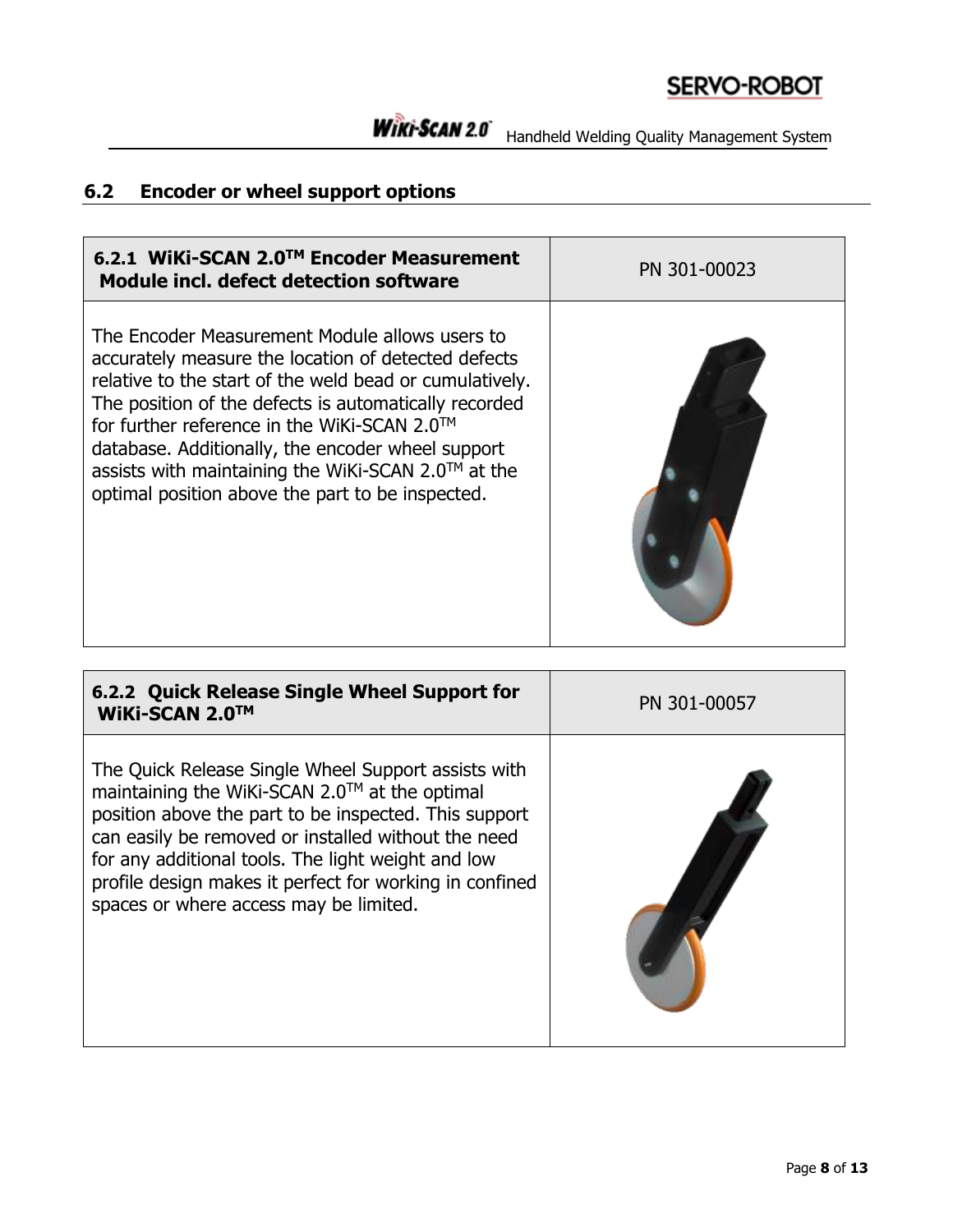## 6.2 Encoder or wheel support options

| 6.2.1 WiKi-SCAN 2.0™ Encoder Measurement Module incl. defect detection software | PN 301-00023 |
| --- | --- |
| The Encoder Measurement Module allows users to accurately measure the location of detected defects relative to the start of the weld bead or cumulatively. The position of the defects is automatically recorded for further reference in the WiKi-SCAN 2.0™ database. Additionally, the encoder wheel support assists with maintaining the WiKi-SCAN 2.0™ at the optimal position above the part to be inspected. | |

| 6.2.2 Quick Release Single Wheel Support for WiKi-SCAN 2.0™ | PN 301-00057 |
| --- | --- |
| The Quick Release Single Wheel Support assists with maintaining the WiKi-SCAN 2.0™ at the optimal position above the part to be inspected. This support can easily be removed or installed without the need for any additional tools. The light weight and low profile design makes it perfect for working in confined spaces or where access may be limited. | |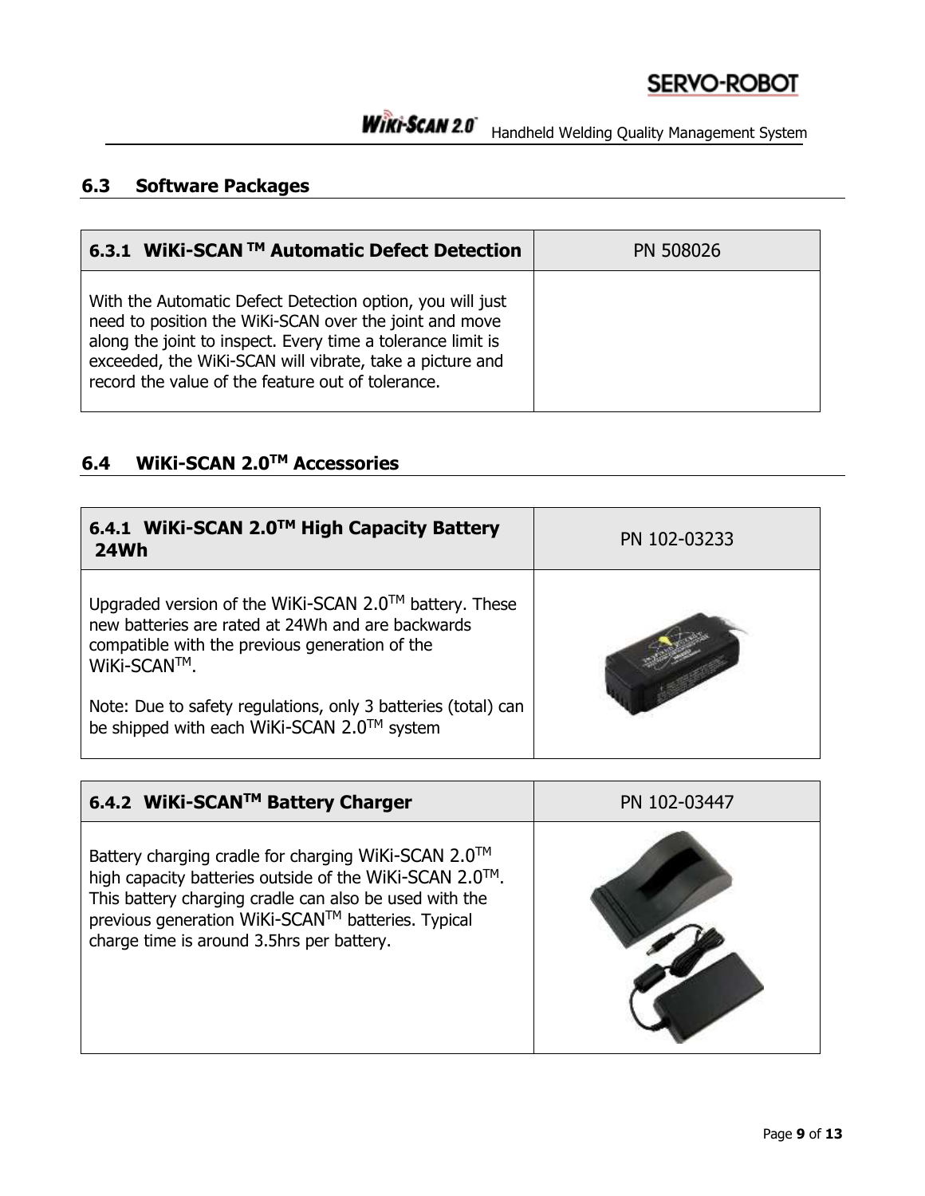## 6.3 Software Packages

| 6.3.1 WiKi-SCAN TM Automatic Defect Detection | PN 508026 |
|---|---|
| With the Automatic Defect Detection option, you will just need to position the WiKi-SCAN over the joint and move along the joint to inspect. Every time a tolerance limit is exceeded, the WiKi-SCAN will vibrate, take a picture and record the value of the feature out of tolerance. | |

## 6.4 WiKi-SCAN 2.0TM Accessories

| 6.4.1 WiKi-SCAN 2.0TM High Capacity Battery 24Wh | PN 102-03233 |
|---|---|
| Upgraded version of the WiKi-SCAN 2.0TM battery. These new batteries are rated at 24Wh and are backwards compatible with the previous generation of the WiKi-SCANTM.<br><br>Note: Due to safety regulations, only 3 batteries (total) can be shipped with each WiKi-SCAN 2.0TM system | |

| 6.4.2 WiKi-SCANTM Battery Charger | PN 102-03447 |
|---|---|
| Battery charging cradle for charging WiKi-SCAN 2.0TM high capacity batteries outside of the WiKi-SCAN 2.0TM. This battery charging cradle can also be used with the previous generation WiKi-SCANTM batteries. Typical charge time is around 3.5hrs per battery. | |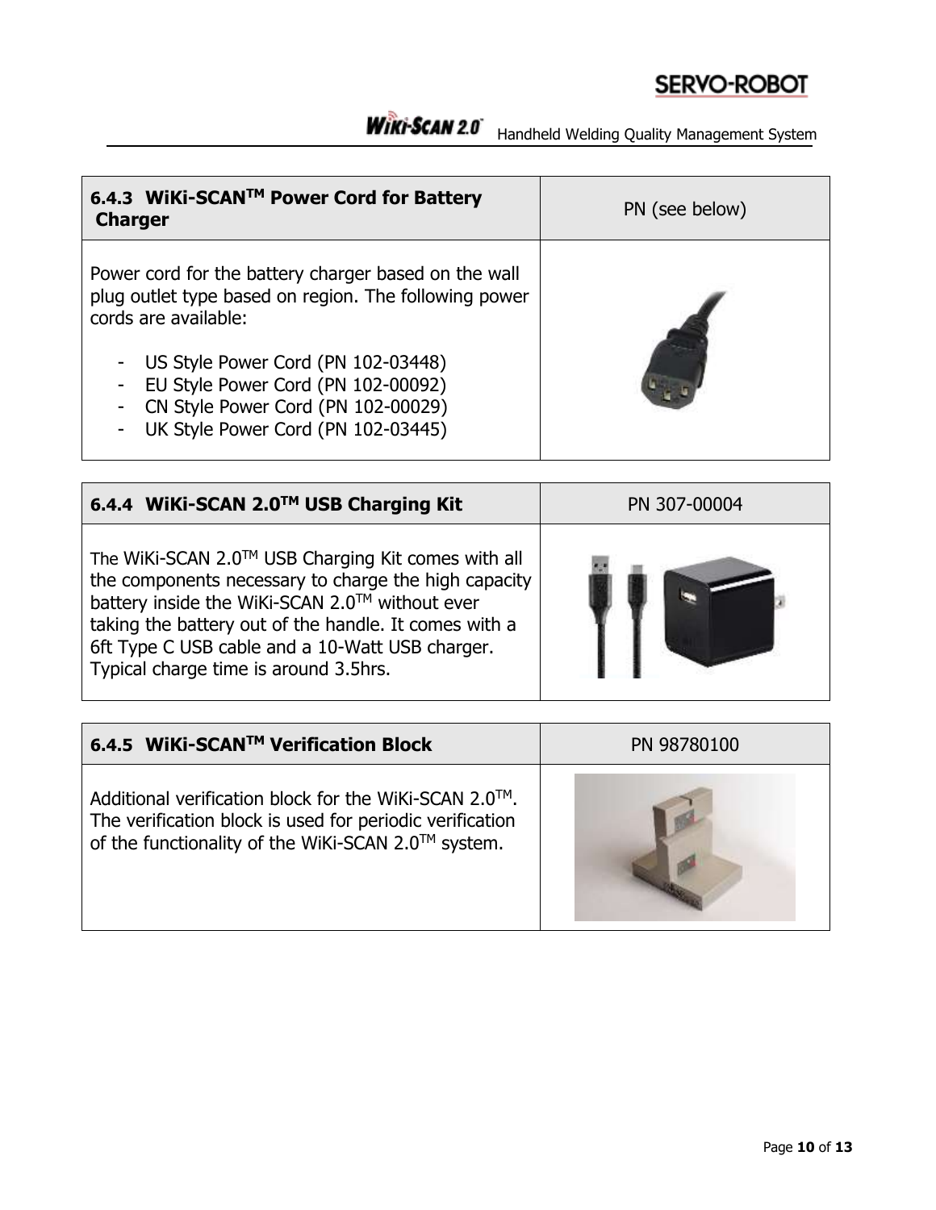| 6.4.3 WiKi-SCAN™ Power Cord for Battery Charger | PN (see below) |
| --- | --- |
| Power cord for the battery charger based on the wall plug outlet type based on region. The following power cords are available:<br><br>- US Style Power Cord (PN 102-03448)<br>- EU Style Power Cord (PN 102-00092)<br>- CN Style Power Cord (PN 102-00029)<br>- UK Style Power Cord (PN 102-03445) | |

| 6.4.4 WiKi-SCAN 2.0™ USB Charging Kit | PN 307-00004 |
| --- | --- |
| The WiKi-SCAN 2.0™ USB Charging Kit comes with all the components necessary to charge the high capacity battery inside the WiKi-SCAN 2.0™ without ever taking the battery out of the handle. It comes with a 6ft Type C USB cable and a 10-Watt USB charger. Typical charge time is around 3.5hrs. | |

| 6.4.5 WiKi-SCAN™ Verification Block | PN 98780100 |
| --- | --- |
| Additional verification block for the WiKi-SCAN 2.0™. The verification block is used for periodic verification of the functionality of the WiKi-SCAN 2.0™ system. | |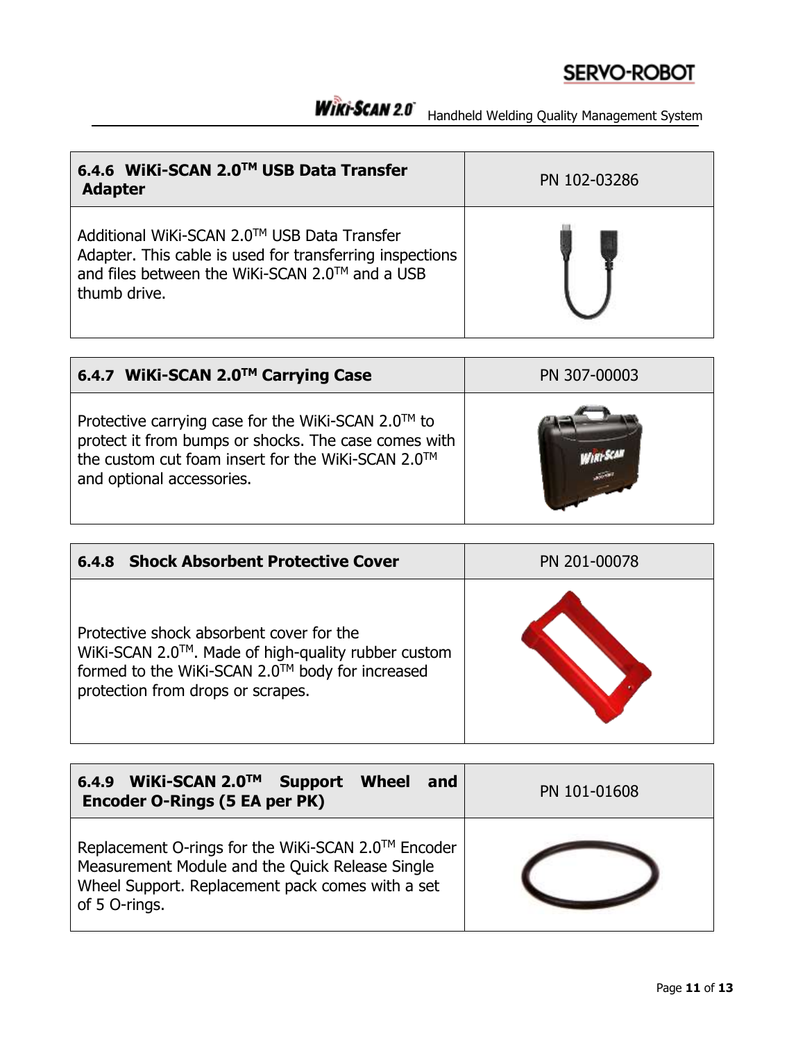| 6.4.6 WiKi-SCAN 2.0™ USB Data Transfer Adapter | PN 102-03286 |
| --- | --- |
| Additional WiKi-SCAN 2.0™ USB Data Transfer Adapter. This cable is used for transferring inspections and files between the WiKi-SCAN 2.0™ and a USB thumb drive. | |

| 6.4.7 WiKi-SCAN 2.0™ Carrying Case | PN 307-00003 |
| --- | --- |
| Protective carrying case for the WiKi-SCAN 2.0™ to protect it from bumps or shocks. The case comes with the custom cut foam insert for the WiKi-SCAN 2.0™ and optional accessories. | |

| 6.4.8 Shock Absorbent Protective Cover | PN 201-00078 |
| --- | --- |
| Protective shock absorbent cover for the WiKi-SCAN 2.0™. Made of high-quality rubber custom formed to the WiKi-SCAN 2.0™ body for increased protection from drops or scrapes. | |

| 6.4.9 WiKi-SCAN 2.0™ Support Wheel and Encoder O-Rings (5 EA per PK) | PN 101-01608 |
| --- | --- |
| Replacement O-rings for the WiKi-SCAN 2.0™ Encoder Measurement Module and the Quick Release Single Wheel Support. Replacement pack comes with a set of 5 O-rings. | |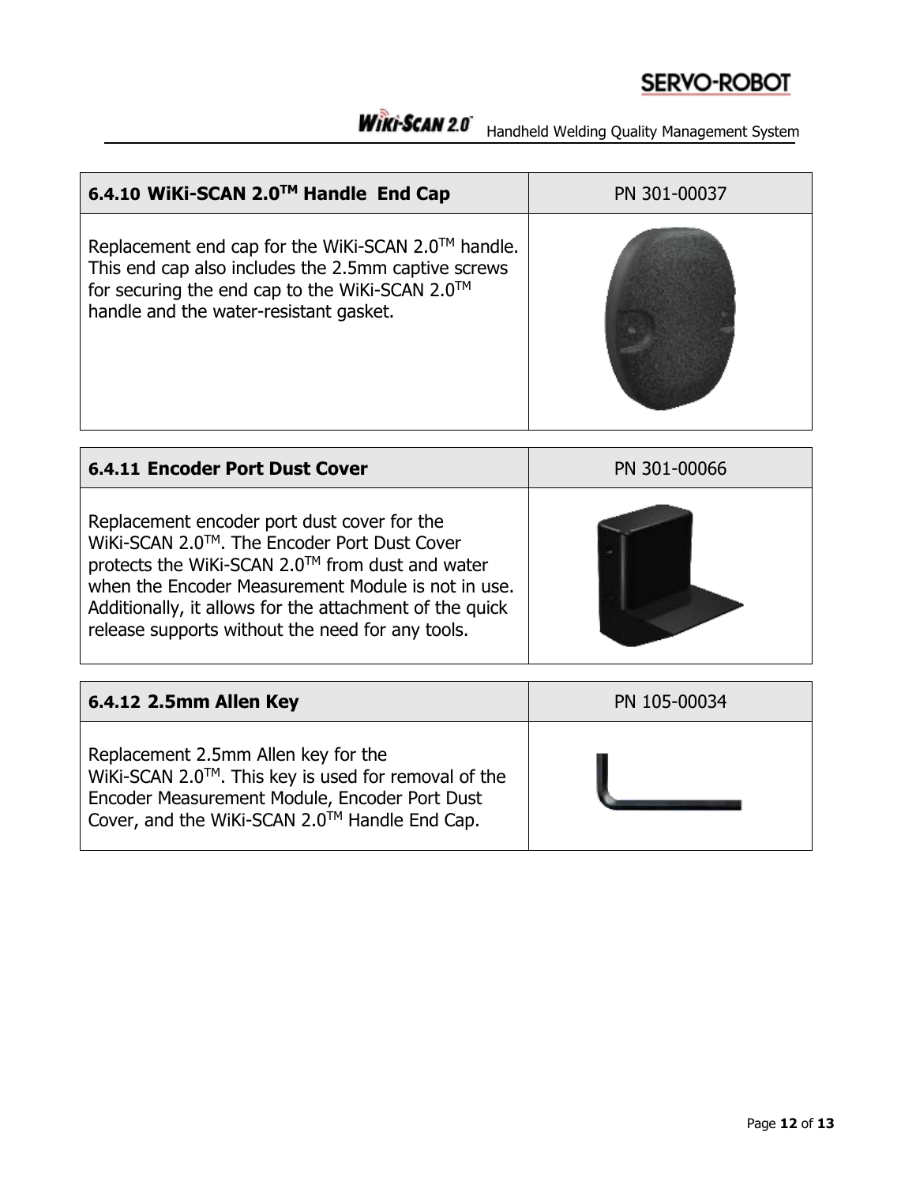| 6.4.10 WiKi-SCAN 2.0™ Handle End Cap | PN 301-00037 |
|---|---|
| Replacement end cap for the WiKi-SCAN 2.0™ handle. This end cap also includes the 2.5mm captive screws for securing the end cap to the WiKi-SCAN 2.0™ handle and the water-resistant gasket. | |

| 6.4.11 Encoder Port Dust Cover | PN 301-00066 |
|---|---|
| Replacement encoder port dust cover for the WiKi-SCAN 2.0™. The Encoder Port Dust Cover protects the WiKi-SCAN 2.0™ from dust and water when the Encoder Measurement Module is not in use. Additionally, it allows for the attachment of the quick release supports without the need for any tools. | |

| 6.4.12 2.5mm Allen Key | PN 105-00034 |
|---|---|
| Replacement 2.5mm Allen key for the WiKi-SCAN 2.0™. This key is used for removal of the Encoder Measurement Module, Encoder Port Dust Cover, and the WiKi-SCAN 2.0™ Handle End Cap. | |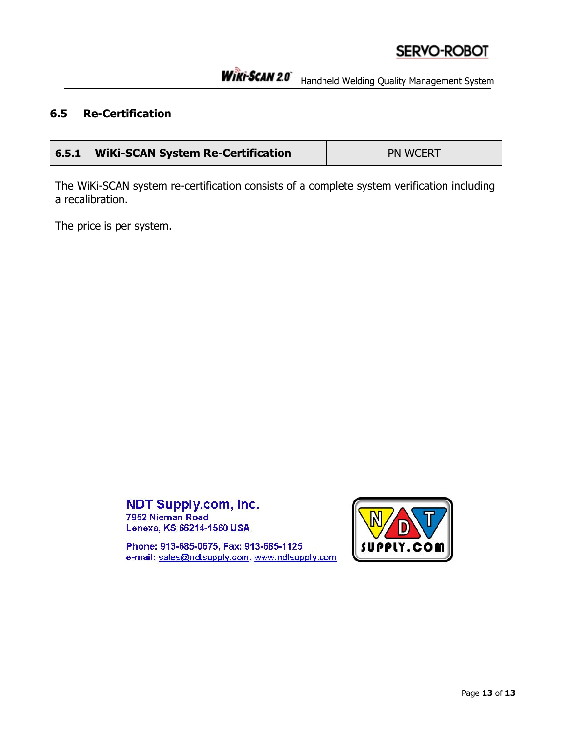## 6.5 Re-Certification

| 6.5.1 WiKi-SCAN System Re-Certification | PN WCERT |
|---|---|
| The WiKi-SCAN system re-certification consists of a complete system verification including a recalibration.<br><br>The price is per system. | |

**NDT Supply.com, Inc.**
7952 Nieman Road
Lenexa, KS 66214-1560 USA

Phone: 913-685-0675, Fax: 913-685-1125
e-mail: sales@ndtsupply.com, www.ndtsupply.com